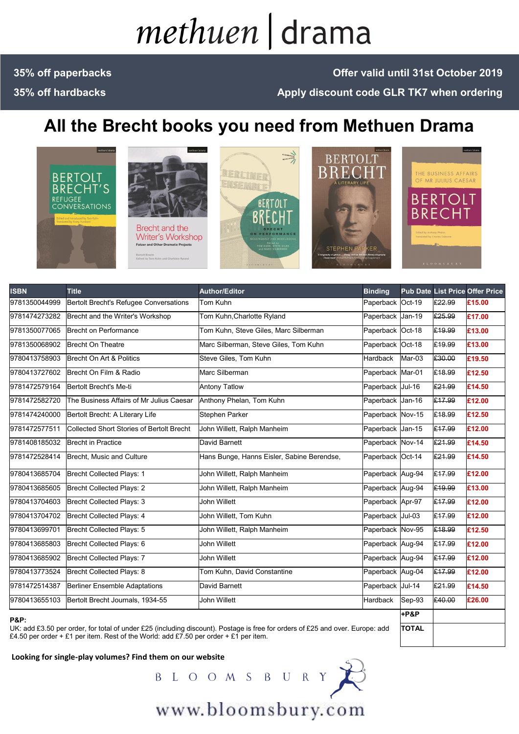# methuen | drama

**35% off paperbacks** | **Offer valid until 31st October 2019**

**35% off hardbacks** | **Apply discount code GLR TK7 when ordering**

## All the Brecht books you need from Methuen Drama

| ISBN | Title | Author/Editor | Binding | Pub Date | List Price | Offer Price |
|---|---|---|---|---|---|---|
| 9781350044999 | Bertolt Brecht's Refugee Conversations | Tom Kuhn | Paperback | Oct-19 | ~~£22.99~~ | £15.00 |
| 9781474273282 | Brecht and the Writer's Workshop | Tom Kuhn,Charlotte Ryland | Paperback | Jan-19 | ~~£25.99~~ | £17.00 |
| 9781350077065 | Brecht on Performance | Tom Kuhn, Steve Giles, Marc Silberman | Paperback | Oct-18 | ~~£19.99~~ | £13.00 |
| 9781350068902 | Brecht On Theatre | Marc Silberman, Steve Giles, Tom Kuhn | Paperback | Oct-18 | ~~£19.99~~ | £13.00 |
| 9780413758903 | Brecht On Art & Politics | Steve Giles, Tom Kuhn | Hardback | Mar-03 | ~~£30.00~~ | £19.50 |
| 9780413727602 | Brecht On Film & Radio | Marc Silberman | Paperback | Mar-01 | ~~£18.99~~ | £12.50 |
| 9781472579164 | Bertolt Brecht's Me-ti | Antony Tatlow | Paperback | Jul-16 | ~~£21.99~~ | £14.50 |
| 9781472582720 | The Business Affairs of Mr Julius Caesar | Anthony Phelan, Tom Kuhn | Paperback | Jan-16 | ~~£17.99~~ | £12.00 |
| 9781474240000 | Bertolt Brecht: A Literary Life | Stephen Parker | Paperback | Nov-15 | ~~£18.99~~ | £12.50 |
| 9781472577511 | Collected Short Stories of Bertolt Brecht | John Willett, Ralph Manheim | Paperback | Jan-15 | ~~£17.99~~ | £12.00 |
| 9781408185032 | Brecht in Practice | David Barnett | Paperback | Nov-14 | ~~£21.99~~ | £14.50 |
| 9781472528414 | Brecht, Music and Culture | Hans Bunge, Hanns Eisler, Sabine Berendse, | Paperback | Oct-14 | ~~£21.99~~ | £14.50 |
| 9780413685704 | Brecht Collected Plays: 1 | John Willett, Ralph Manheim | Paperback | Aug-94 | ~~£17.99~~ | £12.00 |
| 9780413685605 | Brecht Collected Plays: 2 | John Willett, Ralph Manheim | Paperback | Aug-94 | ~~£19.99~~ | £13.00 |
| 9780413704603 | Brecht Collected Plays: 3 | John Willett | Paperback | Apr-97 | ~~£17.99~~ | £12.00 |
| 9780413704702 | Brecht Collected Plays: 4 | John Willett, Tom Kuhn | Paperback | Jul-03 | ~~£17.99~~ | £12.00 |
| 9780413699701 | Brecht Collected Plays: 5 | John Willett, Ralph Manheim | Paperback | Nov-95 | ~~£18.99~~ | £12.50 |
| 9780413685803 | Brecht Collected Plays: 6 | John Willett | Paperback | Aug-94 | ~~£17.99~~ | £12.00 |
| 9780413685902 | Brecht Collected Plays: 7 | John Willett | Paperback | Aug-94 | ~~£17.99~~ | £12.00 |
| 9780413773524 | Brecht Collected Plays: 8 | Tom Kuhn, David Constantine | Paperback | Aug-04 | ~~£17.99~~ | £12.00 |
| 9781472514387 | Berliner Ensemble Adaptations | David Barnett | Paperback | Jul-14 | ~~£21.99~~ | £14.50 |
| 9780413655103 | Bertolt Brecht Journals, 1934-55 | John Willett | Hardback | Sep-93 | ~~£40.00~~ | £26.00 |
| | | | | +P&P | | |
| | | | | TOTAL | | |

**P&P:**
UK: add £3.50 per order, for total of under £25 (including discount). Postage is free for orders of £25 and over. Europe: add £4.50 per order + £1 per item. Rest of the World: add £7.50 per order + £1 per item.

**Looking for single-play volumes? Find them on our website**

BLOOMSBURY

www.bloomsbury.com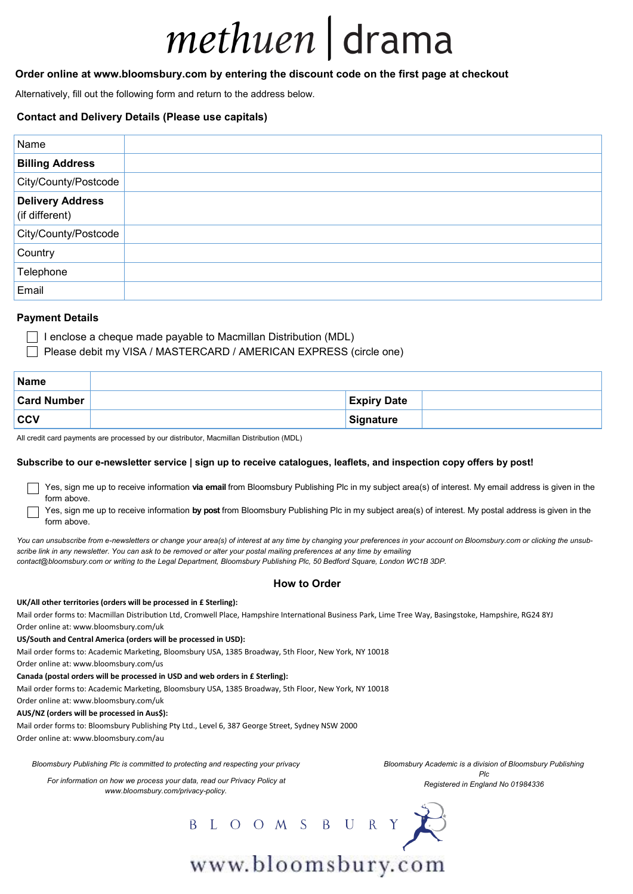# methuen | drama

**Order online at www.bloomsbury.com by entering the discount code on the first page at checkout**

Alternatively, fill out the following form and return to the address below.

### Contact and Delivery Details (Please use capitals)

| | |
|---|---|
| Name | |
| **Billing Address** | |
| City/County/Postcode | |
| **Delivery Address** (if different) | |
| City/County/Postcode | |
| Country | |
| Telephone | |
| Email | |

### Payment Details

- ☐ I enclose a cheque made payable to Macmillan Distribution (MDL)
- ☐ Please debit my VISA / MASTERCARD / AMERICAN EXPRESS (circle one)

| | | | |
|---|---|---|---|
| **Name** | | | |
| **Card Number** | | **Expiry Date** | |
| **CCV** | | **Signature** | |

All credit card payments are processed by our distributor, Macmillan Distribution (MDL)

**Subscribe to our e-newsletter service | sign up to receive catalogues, leaflets, and inspection copy offers by post!**

- ☐ Yes, sign me up to receive information **via email** from Bloomsbury Publishing Plc in my subject area(s) of interest. My email address is given in the form above.
- ☐ Yes, sign me up to receive information **by post** from Bloomsbury Publishing Plc in my subject area(s) of interest. My postal address is given in the form above.

*You can unsubscribe from e-newsletters or change your area(s) of interest at any time by changing your preferences in your account on Bloomsbury.com or clicking the unsubscribe link in any newsletter. You can ask to be removed or alter your postal mailing preferences at any time by emailing contact@bloomsbury.com or writing to the Legal Department, Bloomsbury Publishing Plc, 50 Bedford Square, London WC1B 3DP.*

## How to Order

**UK/All other territories (orders will be processed in £ Sterling):**

Mail order forms to: Macmillan Distribution Ltd, Cromwell Place, Hampshire International Business Park, Lime Tree Way, Basingstoke, Hampshire, RG24 8YJ

Order online at: www.bloomsbury.com/uk

**US/South and Central America (orders will be processed in USD):**

Mail order forms to: Academic Marketing, Bloomsbury USA, 1385 Broadway, 5th Floor, New York, NY 10018

Order online at: www.bloomsbury.com/us

**Canada (postal orders will be processed in USD and web orders in £ Sterling):**

Mail order forms to: Academic Marketing, Bloomsbury USA, 1385 Broadway, 5th Floor, New York, NY 10018

Order online at: www.bloomsbury.com/uk

**AUS/NZ (orders will be processed in Aus$):**

Mail order forms to: Bloomsbury Publishing Pty Ltd., Level 6, 387 George Street, Sydney NSW 2000

Order online at: www.bloomsbury.com/au

*Bloomsbury Publishing Plc is committed to protecting and respecting your privacy*

*For information on how we process your data, read our Privacy Policy at www.bloomsbury.com/privacy-policy.*

*Bloomsbury Academic is a division of Bloomsbury Publishing Plc*
*Registered in England No 01984336*

BLOOMSBURY

www.bloomsbury.com